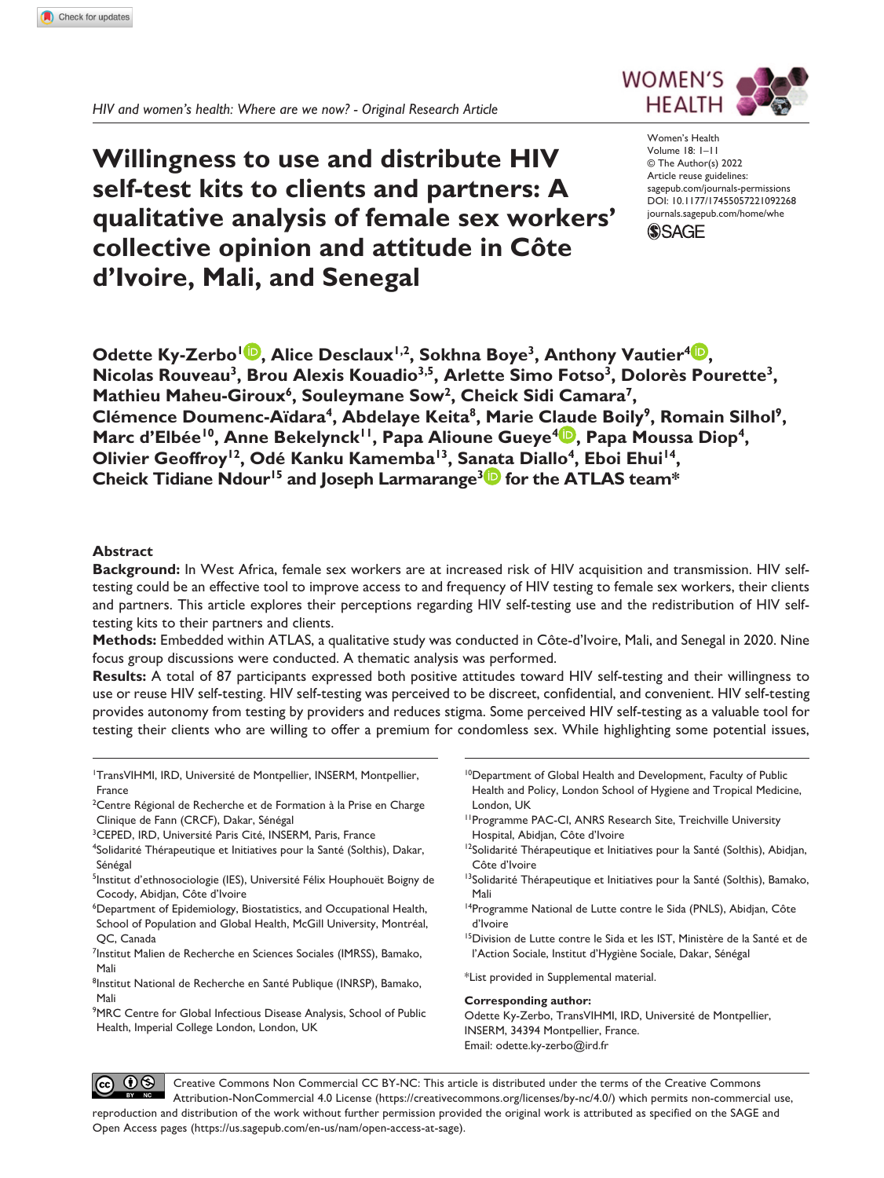*HIV and women's health: Where are we now? - Original Research Article*

Women's Health
Volume 18: 1–11
© The Author(s) 2022
Article reuse guidelines:
sagepub.com/journals-permissions
DOI: 10.1177/17455057221092268
journals.sagepub.com/home/whe

# Willingness to use and distribute HIV self-test kits to clients and partners: A qualitative analysis of female sex workers' collective opinion and attitude in Côte d'Ivoire, Mali, and Senegal

**Odette Ky-Zerbo[1], Alice Desclaux[1,2], Sokhna Boye[3], Anthony Vautier[4], Nicolas Rouveau[3], Brou Alexis Kouadio[3,5], Arlette Simo Fotso[3], Dolorès Pourette[3], Mathieu Maheu-Giroux[6], Souleymane Sow[2], Cheick Sidi Camara[7], Clémence Doumenc-Aïdara[4], Abdelaye Keita[8], Marie Claude Boily[9], Romain Silhol[9], Marc d'Elbée[10], Anne Bekelynck[11], Papa Alioune Gueye[4], Papa Moussa Diop[4], Olivier Geoffroy[12], Odé Kanku Kamemba[13], Sanata Diallo[4], Eboi Ehui[14], Cheick Tidiane Ndour[15] and Joseph Larmarange[3] for the ATLAS team***

## Abstract

**Background:** In West Africa, female sex workers are at increased risk of HIV acquisition and transmission. HIV self-testing could be an effective tool to improve access to and frequency of HIV testing to female sex workers, their clients and partners. This article explores their perceptions regarding HIV self-testing use and the redistribution of HIV self-testing kits to their partners and clients.

**Methods:** Embedded within ATLAS, a qualitative study was conducted in Côte-d'Ivoire, Mali, and Senegal in 2020. Nine focus group discussions were conducted. A thematic analysis was performed.

**Results:** A total of 87 participants expressed both positive attitudes toward HIV self-testing and their willingness to use or reuse HIV self-testing. HIV self-testing was perceived to be discreet, confidential, and convenient. HIV self-testing provides autonomy from testing by providers and reduces stigma. Some perceived HIV self-testing as a valuable tool for testing their clients who are willing to offer a premium for condomless sex. While highlighting some potential issues,

[1]TransVIHMI, IRD, Université de Montpellier, INSERM, Montpellier, France
[2]Centre Régional de Recherche et de Formation à la Prise en Charge Clinique de Fann (CRCF), Dakar, Sénégal
[3]CEPED, IRD, Université Paris Cité, INSERM, Paris, France
[4]Solidarité Thérapeutique et Initiatives pour la Santé (Solthis), Dakar, Sénégal
[5]Institut d'ethnosociologie (IES), Université Félix Houphouët Boigny de Cocody, Abidjan, Côte d'Ivoire
[6]Department of Epidemiology, Biostatistics, and Occupational Health, School of Population and Global Health, McGill University, Montréal, QC, Canada
[7]Institut Malien de Recherche en Sciences Sociales (IMRSS), Bamako, Mali
[8]Institut National de Recherche en Santé Publique (INRSP), Bamako, Mali
[9]MRC Centre for Global Infectious Disease Analysis, School of Public Health, Imperial College London, London, UK
[10]Department of Global Health and Development, Faculty of Public Health and Policy, London School of Hygiene and Tropical Medicine, London, UK
[11]Programme PAC-CI, ANRS Research Site, Treichville University Hospital, Abidjan, Côte d'Ivoire
[12]Solidarité Thérapeutique et Initiatives pour la Santé (Solthis), Abidjan, Côte d'Ivoire
[13]Solidarité Thérapeutique et Initiatives pour la Santé (Solthis), Bamako, Mali
[14]Programme National de Lutte contre le Sida (PNLS), Abidjan, Côte d'Ivoire
[15]Division de Lutte contre le Sida et les IST, Ministère de la Santé et de l'Action Sociale, Institut d'Hygiène Sociale, Dakar, Sénégal

*List provided in Supplemental material.

**Corresponding author:**
Odette Ky-Zerbo, TransVIHMI, IRD, Université de Montpellier, INSERM, 34394 Montpellier, France.
Email: odette.ky-zerbo@ird.fr

Creative Commons Non Commercial CC BY-NC: This article is distributed under the terms of the Creative Commons Attribution-NonCommercial 4.0 License (https://creativecommons.org/licenses/by-nc/4.0/) which permits non-commercial use, reproduction and distribution of the work without further permission provided the original work is attributed as specified on the SAGE and Open Access pages (https://us.sagepub.com/en-us/nam/open-access-at-sage).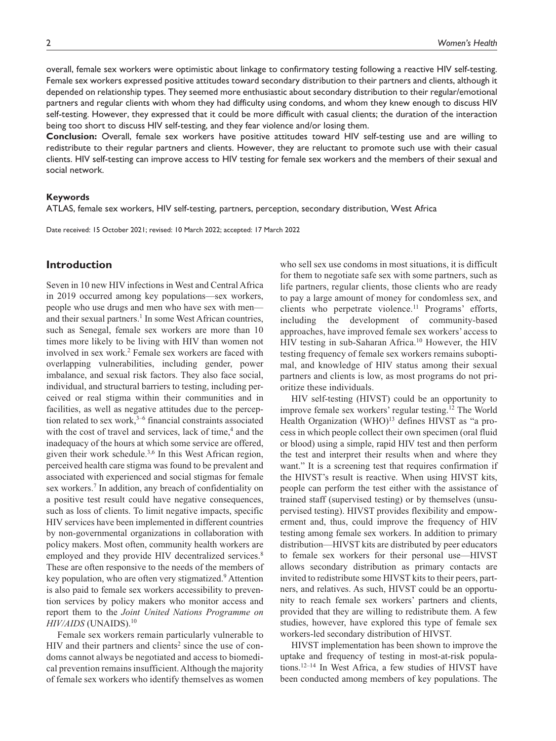overall, female sex workers were optimistic about linkage to confirmatory testing following a reactive HIV self-testing. Female sex workers expressed positive attitudes toward secondary distribution to their partners and clients, although it depended on relationship types. They seemed more enthusiastic about secondary distribution to their regular/emotional partners and regular clients with whom they had difficulty using condoms, and whom they knew enough to discuss HIV self-testing. However, they expressed that it could be more difficult with casual clients; the duration of the interaction being too short to discuss HIV self-testing, and they fear violence and/or losing them.

**Conclusion:** Overall, female sex workers have positive attitudes toward HIV self-testing use and are willing to redistribute to their regular partners and clients. However, they are reluctant to promote such use with their casual clients. HIV self-testing can improve access to HIV testing for female sex workers and the members of their sexual and social network.

### Keywords

ATLAS, female sex workers, HIV self-testing, partners, perception, secondary distribution, West Africa

Date received: 15 October 2021; revised: 10 March 2022; accepted: 17 March 2022

## Introduction

Seven in 10 new HIV infections in West and Central Africa in 2019 occurred among key populations—sex workers, people who use drugs and men who have sex with men—and their sexual partners.[1] In some West African countries, such as Senegal, female sex workers are more than 10 times more likely to be living with HIV than women not involved in sex work.[2] Female sex workers are faced with overlapping vulnerabilities, including gender, power imbalance, and sexual risk factors. They also face social, individual, and structural barriers to testing, including perceived or real stigma within their communities and in facilities, as well as negative attitudes due to the perception related to sex work,[3–6] financial constraints associated with the cost of travel and services, lack of time,[4] and the inadequacy of the hours at which some service are offered, given their work schedule.[3,6] In this West African region, perceived health care stigma was found to be prevalent and associated with experienced and social stigmas for female sex workers.[7] In addition, any breach of confidentiality on a positive test result could have negative consequences, such as loss of clients. To limit negative impacts, specific HIV services have been implemented in different countries by non-governmental organizations in collaboration with policy makers. Most often, community health workers are employed and they provide HIV decentralized services.[8] These are often responsive to the needs of the members of key population, who are often very stigmatized.[9] Attention is also paid to female sex workers accessibility to prevention services by policy makers who monitor access and report them to the *Joint United Nations Programme on HIV/AIDS* (UNAIDS).[10]

Female sex workers remain particularly vulnerable to HIV and their partners and clients[2] since the use of condoms cannot always be negotiated and access to biomedical prevention remains insufficient. Although the majority of female sex workers who identify themselves as women who sell sex use condoms in most situations, it is difficult for them to negotiate safe sex with some partners, such as life partners, regular clients, those clients who are ready to pay a large amount of money for condomless sex, and clients who perpetrate violence.[11] Programs' efforts, including the development of community-based approaches, have improved female sex workers' access to HIV testing in sub-Saharan Africa.[10] However, the HIV testing frequency of female sex workers remains suboptimal, and knowledge of HIV status among their sexual partners and clients is low, as most programs do not prioritize these individuals.

HIV self-testing (HIVST) could be an opportunity to improve female sex workers' regular testing.[12] The World Health Organization (WHO)[13] defines HIVST as "a process in which people collect their own specimen (oral fluid or blood) using a simple, rapid HIV test and then perform the test and interpret their results when and where they want." It is a screening test that requires confirmation if the HIVST's result is reactive. When using HIVST kits, people can perform the test either with the assistance of trained staff (supervised testing) or by themselves (unsupervised testing). HIVST provides flexibility and empowerment and, thus, could improve the frequency of HIV testing among female sex workers. In addition to primary distribution—HIVST kits are distributed by peer educators to female sex workers for their personal use—HIVST allows secondary distribution as primary contacts are invited to redistribute some HIVST kits to their peers, partners, and relatives. As such, HIVST could be an opportunity to reach female sex workers' partners and clients, provided that they are willing to redistribute them. A few studies, however, have explored this type of female sex workers-led secondary distribution of HIVST.

HIVST implementation has been shown to improve the uptake and frequency of testing in most-at-risk populations.[12–14] In West Africa, a few studies of HIVST have been conducted among members of key populations. The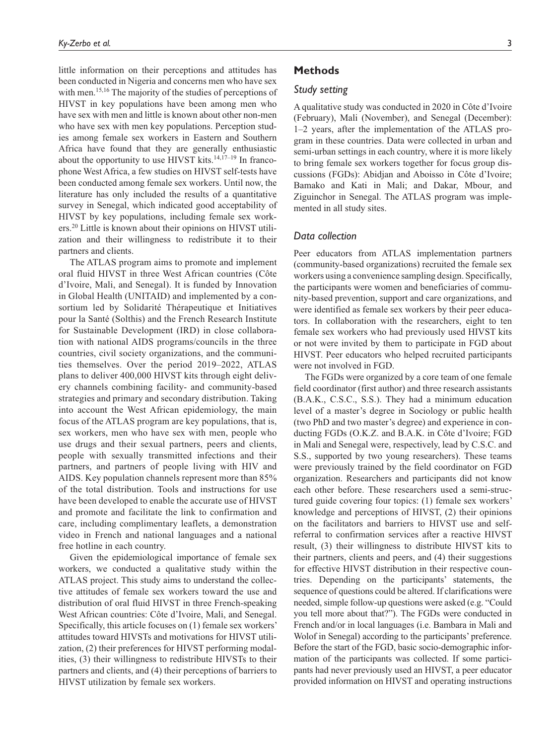little information on their perceptions and attitudes has been conducted in Nigeria and concerns men who have sex with men.[15,16] The majority of the studies of perceptions of HIVST in key populations have been among men who have sex with men and little is known about other non-men who have sex with men key populations. Perception studies among female sex workers in Eastern and Southern Africa have found that they are generally enthusiastic about the opportunity to use HIVST kits.[14,17–19] In francophone West Africa, a few studies on HIVST self-tests have been conducted among female sex workers. Until now, the literature has only included the results of a quantitative survey in Senegal, which indicated good acceptability of HIVST by key populations, including female sex workers.[20] Little is known about their opinions on HIVST utilization and their willingness to redistribute it to their partners and clients.

The ATLAS program aims to promote and implement oral fluid HIVST in three West African countries (Côte d'Ivoire, Mali, and Senegal). It is funded by Innovation in Global Health (UNITAID) and implemented by a consortium led by Solidarité Thérapeutique et Initiatives pour la Santé (Solthis) and the French Research Institute for Sustainable Development (IRD) in close collaboration with national AIDS programs/councils in the three countries, civil society organizations, and the communities themselves. Over the period 2019–2022, ATLAS plans to deliver 400,000 HIVST kits through eight delivery channels combining facility- and community-based strategies and primary and secondary distribution. Taking into account the West African epidemiology, the main focus of the ATLAS program are key populations, that is, sex workers, men who have sex with men, people who use drugs and their sexual partners, peers and clients, people with sexually transmitted infections and their partners, and partners of people living with HIV and AIDS. Key population channels represent more than 85% of the total distribution. Tools and instructions for use have been developed to enable the accurate use of HIVST and promote and facilitate the link to confirmation and care, including complimentary leaflets, a demonstration video in French and national languages and a national free hotline in each country.

Given the epidemiological importance of female sex workers, we conducted a qualitative study within the ATLAS project. This study aims to understand the collective attitudes of female sex workers toward the use and distribution of oral fluid HIVST in three French-speaking West African countries: Côte d'Ivoire, Mali, and Senegal. Specifically, this article focuses on (1) female sex workers' attitudes toward HIVSTs and motivations for HIVST utilization, (2) their preferences for HIVST performing modalities, (3) their willingness to redistribute HIVSTs to their partners and clients, and (4) their perceptions of barriers to HIVST utilization by female sex workers.

## Methods

### *Study setting*

A qualitative study was conducted in 2020 in Côte d'Ivoire (February), Mali (November), and Senegal (December): 1–2 years, after the implementation of the ATLAS program in these countries. Data were collected in urban and semi-urban settings in each country, where it is more likely to bring female sex workers together for focus group discussions (FGDs): Abidjan and Aboisso in Côte d'Ivoire; Bamako and Kati in Mali; and Dakar, Mbour, and Ziguinchor in Senegal. The ATLAS program was implemented in all study sites.

### *Data collection*

Peer educators from ATLAS implementation partners (community-based organizations) recruited the female sex workers using a convenience sampling design. Specifically, the participants were women and beneficiaries of community-based prevention, support and care organizations, and were identified as female sex workers by their peer educators. In collaboration with the researchers, eight to ten female sex workers who had previously used HIVST kits or not were invited by them to participate in FGD about HIVST. Peer educators who helped recruited participants were not involved in FGD.

The FGDs were organized by a core team of one female field coordinator (first author) and three research assistants (B.A.K., C.S.C., S.S.). They had a minimum education level of a master's degree in Sociology or public health (two PhD and two master's degree) and experience in conducting FGDs (O.K.Z. and B.A.K. in Côte d'Ivoire; FGD in Mali and Senegal were, respectively, lead by C.S.C. and S.S., supported by two young researchers). These teams were previously trained by the field coordinator on FGD organization. Researchers and participants did not know each other before. These researchers used a semi-structured guide covering four topics: (1) female sex workers' knowledge and perceptions of HIVST, (2) their opinions on the facilitators and barriers to HIVST use and self-referral to confirmation services after a reactive HIVST result, (3) their willingness to distribute HIVST kits to their partners, clients and peers, and (4) their suggestions for effective HIVST distribution in their respective countries. Depending on the participants' statements, the sequence of questions could be altered. If clarifications were needed, simple follow-up questions were asked (e.g. "Could you tell more about that?"). The FGDs were conducted in French and/or in local languages (i.e. Bambara in Mali and Wolof in Senegal) according to the participants' preference. Before the start of the FGD, basic socio-demographic information of the participants was collected. If some participants had never previously used an HIVST, a peer educator provided information on HIVST and operating instructions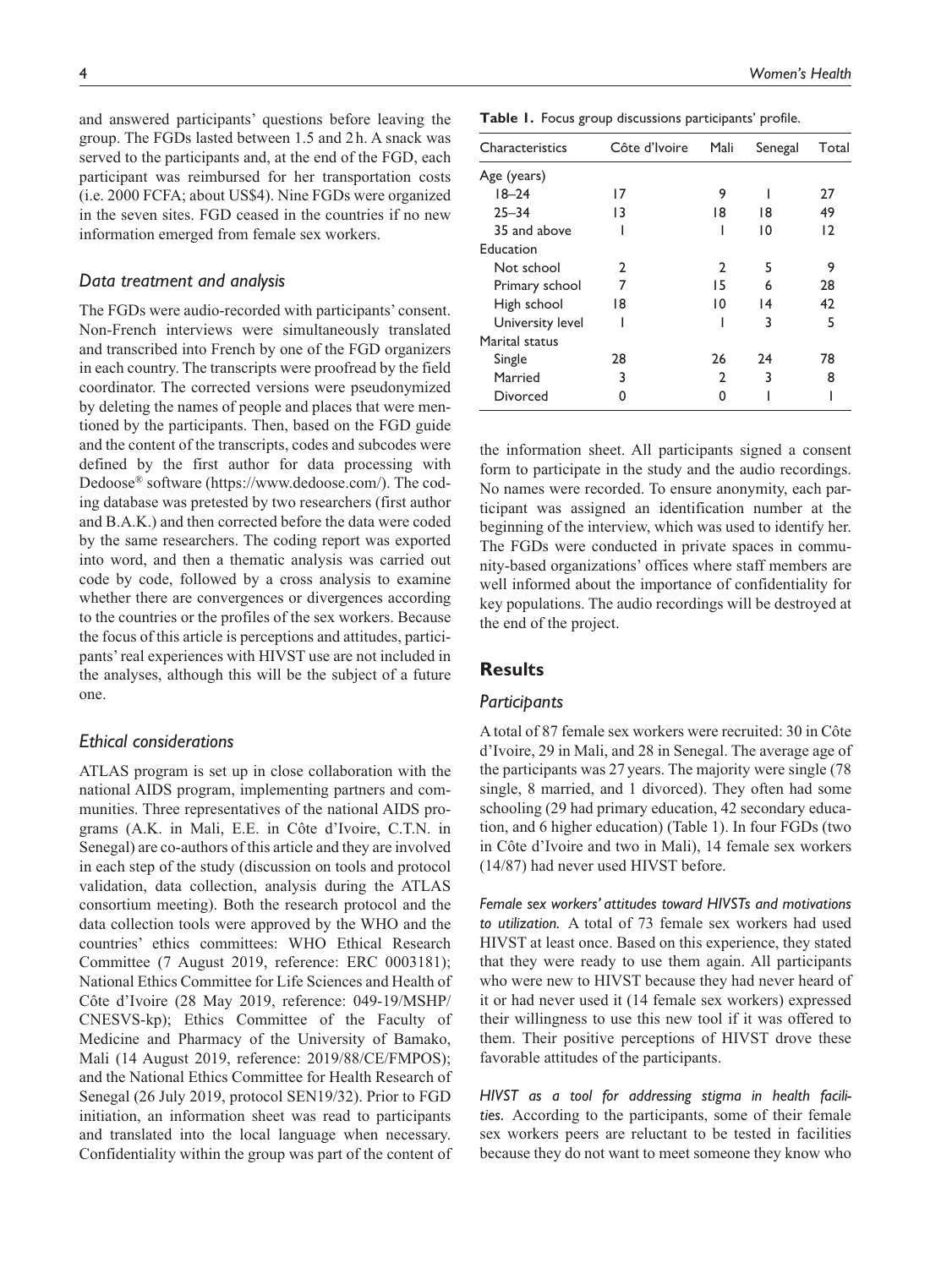and answered participants' questions before leaving the group. The FGDs lasted between 1.5 and 2 h. A snack was served to the participants and, at the end of the FGD, each participant was reimbursed for her transportation costs (i.e. 2000 FCFA; about US$4). Nine FGDs were organized in the seven sites. FGD ceased in the countries if no new information emerged from female sex workers.

### *Data treatment and analysis*

The FGDs were audio-recorded with participants' consent. Non-French interviews were simultaneously translated and transcribed into French by one of the FGD organizers in each country. The transcripts were proofread by the field coordinator. The corrected versions were pseudonymized by deleting the names of people and places that were mentioned by the participants. Then, based on the FGD guide and the content of the transcripts, codes and subcodes were defined by the first author for data processing with Dedoose® software (https://www.dedoose.com/). The coding database was pretested by two researchers (first author and B.A.K.) and then corrected before the data were coded by the same researchers. The coding report was exported into word, and then a thematic analysis was carried out code by code, followed by a cross analysis to examine whether there are convergences or divergences according to the countries or the profiles of the sex workers. Because the focus of this article is perceptions and attitudes, participants' real experiences with HIVST use are not included in the analyses, although this will be the subject of a future one.

### *Ethical considerations*

ATLAS program is set up in close collaboration with the national AIDS program, implementing partners and communities. Three representatives of the national AIDS programs (A.K. in Mali, E.E. in Côte d'Ivoire, C.T.N. in Senegal) are co-authors of this article and they are involved in each step of the study (discussion on tools and protocol validation, data collection, analysis during the ATLAS consortium meeting). Both the research protocol and the data collection tools were approved by the WHO and the countries' ethics committees: WHO Ethical Research Committee (7 August 2019, reference: ERC 0003181); National Ethics Committee for Life Sciences and Health of Côte d'Ivoire (28 May 2019, reference: 049-19/MSHP/CNESVS-kp); Ethics Committee of the Faculty of Medicine and Pharmacy of the University of Bamako, Mali (14 August 2019, reference: 2019/88/CE/FMPOS); and the National Ethics Committee for Health Research of Senegal (26 July 2019, protocol SEN19/32). Prior to FGD initiation, an information sheet was read to participants and translated into the local language when necessary. Confidentiality within the group was part of the content of the information sheet. All participants signed a consent form to participate in the study and the audio recordings. No names were recorded. To ensure anonymity, each participant was assigned an identification number at the beginning of the interview, which was used to identify her. The FGDs were conducted in private spaces in community-based organizations' offices where staff members are well informed about the importance of confidentiality for key populations. The audio recordings will be destroyed at the end of the project.

**Table 1.** Focus group discussions participants' profile.

| Characteristics | Côte d'Ivoire | Mali | Senegal | Total |
|---|---|---|---|---|
| Age (years) | | | | |
| 18–24 | 17 | 9 | 1 | 27 |
| 25–34 | 13 | 18 | 18 | 49 |
| 35 and above | 1 | 1 | 10 | 12 |
| Education | | | | |
| Not school | 2 | 2 | 5 | 9 |
| Primary school | 7 | 15 | 6 | 28 |
| High school | 18 | 10 | 14 | 42 |
| University level | 1 | 1 | 3 | 5 |
| Marital status | | | | |
| Single | 28 | 26 | 24 | 78 |
| Married | 3 | 2 | 3 | 8 |
| Divorced | 0 | 0 | 1 | 1 |

## Results

### *Participants*

A total of 87 female sex workers were recruited: 30 in Côte d'Ivoire, 29 in Mali, and 28 in Senegal. The average age of the participants was 27 years. The majority were single (78 single, 8 married, and 1 divorced). They often had some schooling (29 had primary education, 42 secondary education, and 6 higher education) (Table 1). In four FGDs (two in Côte d'Ivoire and two in Mali), 14 female sex workers (14/87) had never used HIVST before.

*Female sex workers' attitudes toward HIVSTs and motivations to utilization.* A total of 73 female sex workers had used HIVST at least once. Based on this experience, they stated that they were ready to use them again. All participants who were new to HIVST because they had never heard of it or had never used it (14 female sex workers) expressed their willingness to use this new tool if it was offered to them. Their positive perceptions of HIVST drove these favorable attitudes of the participants.

*HIVST as a tool for addressing stigma in health facilities.* According to the participants, some of their female sex workers peers are reluctant to be tested in facilities because they do not want to meet someone they know who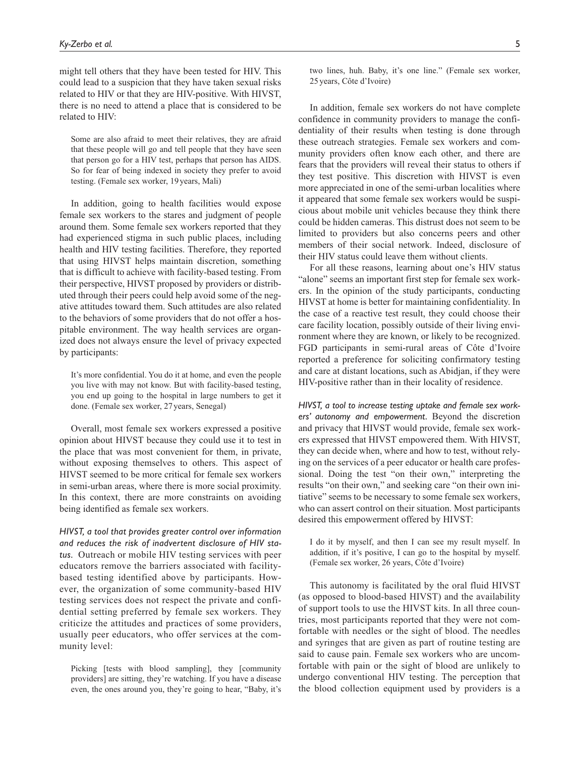might tell others that they have been tested for HIV. This could lead to a suspicion that they have taken sexual risks related to HIV or that they are HIV-positive. With HIVST, there is no need to attend a place that is considered to be related to HIV:

> Some are also afraid to meet their relatives, they are afraid that these people will go and tell people that they have seen that person go for a HIV test, perhaps that person has AIDS. So for fear of being indexed in society they prefer to avoid testing. (Female sex worker, 19 years, Mali)

In addition, going to health facilities would expose female sex workers to the stares and judgment of people around them. Some female sex workers reported that they had experienced stigma in such public places, including health and HIV testing facilities. Therefore, they reported that using HIVST helps maintain discretion, something that is difficult to achieve with facility-based testing. From their perspective, HIVST proposed by providers or distributed through their peers could help avoid some of the negative attitudes toward them. Such attitudes are also related to the behaviors of some providers that do not offer a hospitable environment. The way health services are organized does not always ensure the level of privacy expected by participants:

> It's more confidential. You do it at home, and even the people you live with may not know. But with facility-based testing, you end up going to the hospital in large numbers to get it done. (Female sex worker, 27 years, Senegal)

Overall, most female sex workers expressed a positive opinion about HIVST because they could use it to test in the place that was most convenient for them, in private, without exposing themselves to others. This aspect of HIVST seemed to be more critical for female sex workers in semi-urban areas, where there is more social proximity. In this context, there are more constraints on avoiding being identified as female sex workers.

*HIVST, a tool that provides greater control over information and reduces the risk of inadvertent disclosure of HIV status.* Outreach or mobile HIV testing services with peer educators remove the barriers associated with facility-based testing identified above by participants. However, the organization of some community-based HIV testing services does not respect the private and confidential setting preferred by female sex workers. They criticize the attitudes and practices of some providers, usually peer educators, who offer services at the community level:

> Picking [tests with blood sampling], they [community providers] are sitting, they're watching. If you have a disease even, the ones around you, they're going to hear, "Baby, it's two lines, huh. Baby, it's one line." (Female sex worker, 25 years, Côte d'Ivoire)

In addition, female sex workers do not have complete confidence in community providers to manage the confidentiality of their results when testing is done through these outreach strategies. Female sex workers and community providers often know each other, and there are fears that the providers will reveal their status to others if they test positive. This discretion with HIVST is even more appreciated in one of the semi-urban localities where it appeared that some female sex workers would be suspicious about mobile unit vehicles because they think there could be hidden cameras. This distrust does not seem to be limited to providers but also concerns peers and other members of their social network. Indeed, disclosure of their HIV status could leave them without clients.

For all these reasons, learning about one's HIV status "alone" seems an important first step for female sex workers. In the opinion of the study participants, conducting HIVST at home is better for maintaining confidentiality. In the case of a reactive test result, they could choose their care facility location, possibly outside of their living environment where they are known, or likely to be recognized. FGD participants in semi-rural areas of Côte d'Ivoire reported a preference for soliciting confirmatory testing and care at distant locations, such as Abidjan, if they were HIV-positive rather than in their locality of residence.

*HIVST, a tool to increase testing uptake and female sex workers' autonomy and empowerment.* Beyond the discretion and privacy that HIVST would provide, female sex workers expressed that HIVST empowered them. With HIVST, they can decide when, where and how to test, without relying on the services of a peer educator or health care professional. Doing the test "on their own," interpreting the results "on their own," and seeking care "on their own initiative" seems to be necessary to some female sex workers, who can assert control on their situation. Most participants desired this empowerment offered by HIVST:

> I do it by myself, and then I can see my result myself. In addition, if it's positive, I can go to the hospital by myself. (Female sex worker, 26 years, Côte d'Ivoire)

This autonomy is facilitated by the oral fluid HIVST (as opposed to blood-based HIVST) and the availability of support tools to use the HIVST kits. In all three countries, most participants reported that they were not comfortable with needles or the sight of blood. The needles and syringes that are given as part of routine testing are said to cause pain. Female sex workers who are uncomfortable with pain or the sight of blood are unlikely to undergo conventional HIV testing. The perception that the blood collection equipment used by providers is a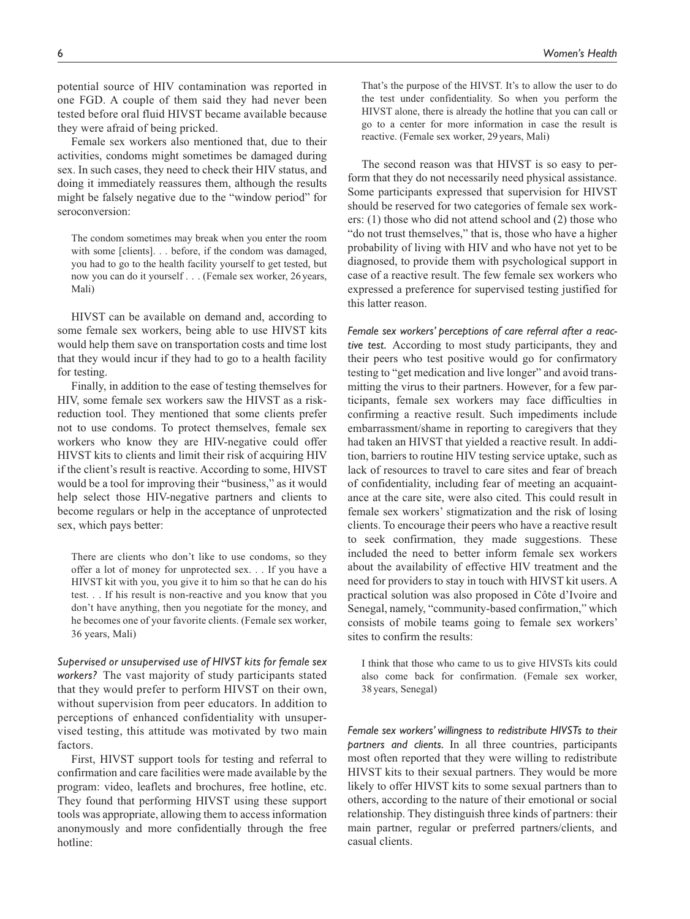potential source of HIV contamination was reported in one FGD. A couple of them said they had never been tested before oral fluid HIVST became available because they were afraid of being pricked.

Female sex workers also mentioned that, due to their activities, condoms might sometimes be damaged during sex. In such cases, they need to check their HIV status, and doing it immediately reassures them, although the results might be falsely negative due to the "window period" for seroconversion:

> The condom sometimes may break when you enter the room with some [clients]. . . before, if the condom was damaged, you had to go to the health facility yourself to get tested, but now you can do it yourself . . . (Female sex worker, 26 years, Mali)

HIVST can be available on demand and, according to some female sex workers, being able to use HIVST kits would help them save on transportation costs and time lost that they would incur if they had to go to a health facility for testing.

Finally, in addition to the ease of testing themselves for HIV, some female sex workers saw the HIVST as a risk-reduction tool. They mentioned that some clients prefer not to use condoms. To protect themselves, female sex workers who know they are HIV-negative could offer HIVST kits to clients and limit their risk of acquiring HIV if the client's result is reactive. According to some, HIVST would be a tool for improving their "business," as it would help select those HIV-negative partners and clients to become regulars or help in the acceptance of unprotected sex, which pays better:

> There are clients who don't like to use condoms, so they offer a lot of money for unprotected sex. . . If you have a HIVST kit with you, you give it to him so that he can do his test. . . If his result is non-reactive and you know that you don't have anything, then you negotiate for the money, and he becomes one of your favorite clients. (Female sex worker, 36 years, Mali)

*Supervised or unsupervised use of HIVST kits for female sex workers?* The vast majority of study participants stated that they would prefer to perform HIVST on their own, without supervision from peer educators. In addition to perceptions of enhanced confidentiality with unsupervised testing, this attitude was motivated by two main factors.

First, HIVST support tools for testing and referral to confirmation and care facilities were made available by the program: video, leaflets and brochures, free hotline, etc. They found that performing HIVST using these support tools was appropriate, allowing them to access information anonymously and more confidentially through the free hotline:

> That's the purpose of the HIVST. It's to allow the user to do the test under confidentiality. So when you perform the HIVST alone, there is already the hotline that you can call or go to a center for more information in case the result is reactive. (Female sex worker, 29 years, Mali)

The second reason was that HIVST is so easy to perform that they do not necessarily need physical assistance. Some participants expressed that supervision for HIVST should be reserved for two categories of female sex workers: (1) those who did not attend school and (2) those who "do not trust themselves," that is, those who have a higher probability of living with HIV and who have not yet to be diagnosed, to provide them with psychological support in case of a reactive result. The few female sex workers who expressed a preference for supervised testing justified for this latter reason.

*Female sex workers' perceptions of care referral after a reactive test.* According to most study participants, they and their peers who test positive would go for confirmatory testing to "get medication and live longer" and avoid transmitting the virus to their partners. However, for a few participants, female sex workers may face difficulties in confirming a reactive result. Such impediments include embarrassment/shame in reporting to caregivers that they had taken an HIVST that yielded a reactive result. In addition, barriers to routine HIV testing service uptake, such as lack of resources to travel to care sites and fear of breach of confidentiality, including fear of meeting an acquaintance at the care site, were also cited. This could result in female sex workers' stigmatization and the risk of losing clients. To encourage their peers who have a reactive result to seek confirmation, they made suggestions. These included the need to better inform female sex workers about the availability of effective HIV treatment and the need for providers to stay in touch with HIVST kit users. A practical solution was also proposed in Côte d'Ivoire and Senegal, namely, "community-based confirmation," which consists of mobile teams going to female sex workers' sites to confirm the results:

> I think that those who came to us to give HIVSTs kits could also come back for confirmation. (Female sex worker, 38 years, Senegal)

*Female sex workers' willingness to redistribute HIVSTs to their partners and clients.* In all three countries, participants most often reported that they were willing to redistribute HIVST kits to their sexual partners. They would be more likely to offer HIVST kits to some sexual partners than to others, according to the nature of their emotional or social relationship. They distinguish three kinds of partners: their main partner, regular or preferred partners/clients, and casual clients.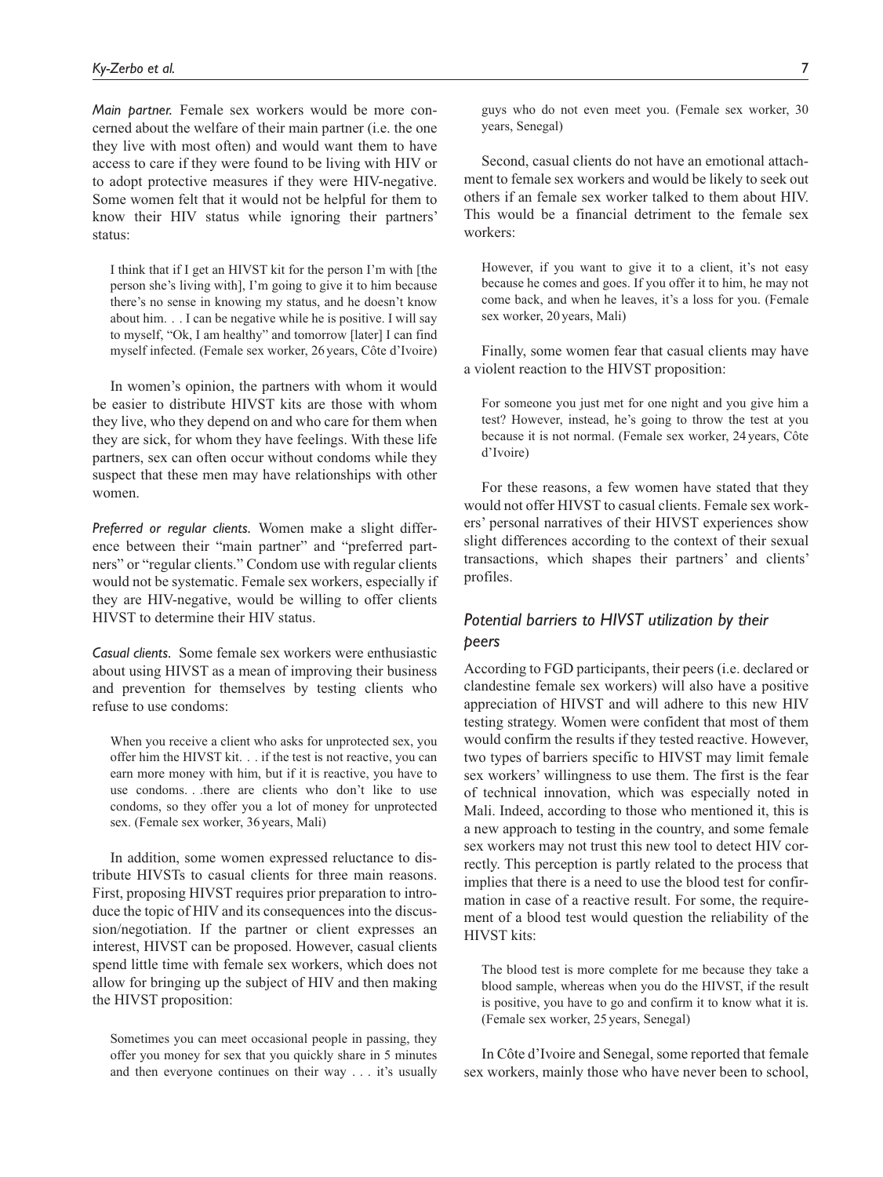*Main partner.* Female sex workers would be more concerned about the welfare of their main partner (i.e. the one they live with most often) and would want them to have access to care if they were found to be living with HIV or to adopt protective measures if they were HIV-negative. Some women felt that it would not be helpful for them to know their HIV status while ignoring their partners' status:

> I think that if I get an HIVST kit for the person I'm with [the person she's living with], I'm going to give it to him because there's no sense in knowing my status, and he doesn't know about him. . . I can be negative while he is positive. I will say to myself, "Ok, I am healthy" and tomorrow [later] I can find myself infected. (Female sex worker, 26 years, Côte d'Ivoire)

In women's opinion, the partners with whom it would be easier to distribute HIVST kits are those with whom they live, who they depend on and who care for them when they are sick, for whom they have feelings. With these life partners, sex can often occur without condoms while they suspect that these men may have relationships with other women.

*Preferred or regular clients.* Women make a slight difference between their "main partner" and "preferred partners" or "regular clients." Condom use with regular clients would not be systematic. Female sex workers, especially if they are HIV-negative, would be willing to offer clients HIVST to determine their HIV status.

*Casual clients.* Some female sex workers were enthusiastic about using HIVST as a mean of improving their business and prevention for themselves by testing clients who refuse to use condoms:

> When you receive a client who asks for unprotected sex, you offer him the HIVST kit. . . if the test is not reactive, you can earn more money with him, but if it is reactive, you have to use condoms. . .there are clients who don't like to use condoms, so they offer you a lot of money for unprotected sex. (Female sex worker, 36 years, Mali)

In addition, some women expressed reluctance to distribute HIVSTs to casual clients for three main reasons. First, proposing HIVST requires prior preparation to introduce the topic of HIV and its consequences into the discussion/negotiation. If the partner or client expresses an interest, HIVST can be proposed. However, casual clients spend little time with female sex workers, which does not allow for bringing up the subject of HIV and then making the HIVST proposition:

> Sometimes you can meet occasional people in passing, they offer you money for sex that you quickly share in 5 minutes and then everyone continues on their way . . . it's usually guys who do not even meet you. (Female sex worker, 30 years, Senegal)

Second, casual clients do not have an emotional attachment to female sex workers and would be likely to seek out others if an female sex worker talked to them about HIV. This would be a financial detriment to the female sex workers:

> However, if you want to give it to a client, it's not easy because he comes and goes. If you offer it to him, he may not come back, and when he leaves, it's a loss for you. (Female sex worker, 20 years, Mali)

Finally, some women fear that casual clients may have a violent reaction to the HIVST proposition:

> For someone you just met for one night and you give him a test? However, instead, he's going to throw the test at you because it is not normal. (Female sex worker, 24 years, Côte d'Ivoire)

For these reasons, a few women have stated that they would not offer HIVST to casual clients. Female sex workers' personal narratives of their HIVST experiences show slight differences according to the context of their sexual transactions, which shapes their partners' and clients' profiles.

### *Potential barriers to HIVST utilization by their peers*

According to FGD participants, their peers (i.e. declared or clandestine female sex workers) will also have a positive appreciation of HIVST and will adhere to this new HIV testing strategy. Women were confident that most of them would confirm the results if they tested reactive. However, two types of barriers specific to HIVST may limit female sex workers' willingness to use them. The first is the fear of technical innovation, which was especially noted in Mali. Indeed, according to those who mentioned it, this is a new approach to testing in the country, and some female sex workers may not trust this new tool to detect HIV correctly. This perception is partly related to the process that implies that there is a need to use the blood test for confirmation in case of a reactive result. For some, the requirement of a blood test would question the reliability of the HIVST kits:

> The blood test is more complete for me because they take a blood sample, whereas when you do the HIVST, if the result is positive, you have to go and confirm it to know what it is. (Female sex worker, 25 years, Senegal)

In Côte d'Ivoire and Senegal, some reported that female sex workers, mainly those who have never been to school,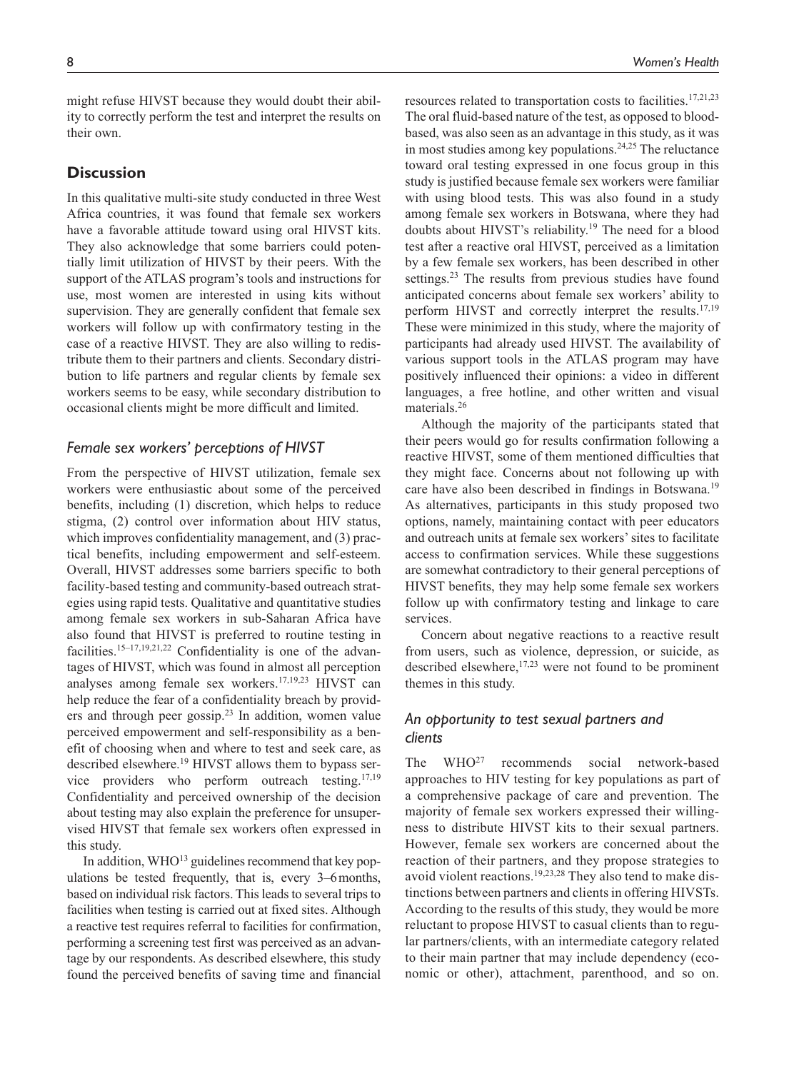might refuse HIVST because they would doubt their ability to correctly perform the test and interpret the results on their own.

## Discussion

In this qualitative multi-site study conducted in three West Africa countries, it was found that female sex workers have a favorable attitude toward using oral HIVST kits. They also acknowledge that some barriers could potentially limit utilization of HIVST by their peers. With the support of the ATLAS program's tools and instructions for use, most women are interested in using kits without supervision. They are generally confident that female sex workers will follow up with confirmatory testing in the case of a reactive HIVST. They are also willing to redistribute them to their partners and clients. Secondary distribution to life partners and regular clients by female sex workers seems to be easy, while secondary distribution to occasional clients might be more difficult and limited.

### *Female sex workers' perceptions of HIVST*

From the perspective of HIVST utilization, female sex workers were enthusiastic about some of the perceived benefits, including (1) discretion, which helps to reduce stigma, (2) control over information about HIV status, which improves confidentiality management, and (3) practical benefits, including empowerment and self-esteem. Overall, HIVST addresses some barriers specific to both facility-based testing and community-based outreach strategies using rapid tests. Qualitative and quantitative studies among female sex workers in sub-Saharan Africa have also found that HIVST is preferred to routine testing in facilities.[15–17,19,21,22] Confidentiality is one of the advantages of HIVST, which was found in almost all perception analyses among female sex workers.[17,19,23] HIVST can help reduce the fear of a confidentiality breach by providers and through peer gossip.[23] In addition, women value perceived empowerment and self-responsibility as a benefit of choosing when and where to test and seek care, as described elsewhere.[19] HIVST allows them to bypass service providers who perform outreach testing.[17,19] Confidentiality and perceived ownership of the decision about testing may also explain the preference for unsupervised HIVST that female sex workers often expressed in this study.

In addition, WHO[13] guidelines recommend that key populations be tested frequently, that is, every 3–6 months, based on individual risk factors. This leads to several trips to facilities when testing is carried out at fixed sites. Although a reactive test requires referral to facilities for confirmation, performing a screening test first was perceived as an advantage by our respondents. As described elsewhere, this study found the perceived benefits of saving time and financial resources related to transportation costs to facilities.[17,21,23] The oral fluid-based nature of the test, as opposed to blood-based, was also seen as an advantage in this study, as it was in most studies among key populations.[24,25] The reluctance toward oral testing expressed in one focus group in this study is justified because female sex workers were familiar with using blood tests. This was also found in a study among female sex workers in Botswana, where they had doubts about HIVST's reliability.[19] The need for a blood test after a reactive oral HIVST, perceived as a limitation by a few female sex workers, has been described in other settings.[23] The results from previous studies have found anticipated concerns about female sex workers' ability to perform HIVST and correctly interpret the results.[17,19] These were minimized in this study, where the majority of participants had already used HIVST. The availability of various support tools in the ATLAS program may have positively influenced their opinions: a video in different languages, a free hotline, and other written and visual materials.[26]

Although the majority of the participants stated that their peers would go for results confirmation following a reactive HIVST, some of them mentioned difficulties that they might face. Concerns about not following up with care have also been described in findings in Botswana.[19] As alternatives, participants in this study proposed two options, namely, maintaining contact with peer educators and outreach units at female sex workers' sites to facilitate access to confirmation services. While these suggestions are somewhat contradictory to their general perceptions of HIVST benefits, they may help some female sex workers follow up with confirmatory testing and linkage to care services.

Concern about negative reactions to a reactive result from users, such as violence, depression, or suicide, as described elsewhere,[17,23] were not found to be prominent themes in this study.

### *An opportunity to test sexual partners and clients*

The WHO[27] recommends social network-based approaches to HIV testing for key populations as part of a comprehensive package of care and prevention. The majority of female sex workers expressed their willingness to distribute HIVST kits to their sexual partners. However, female sex workers are concerned about the reaction of their partners, and they propose strategies to avoid violent reactions.[19,23,28] They also tend to make distinctions between partners and clients in offering HIVSTs. According to the results of this study, they would be more reluctant to propose HIVST to casual clients than to regular partners/clients, with an intermediate category related to their main partner that may include dependency (economic or other), attachment, parenthood, and so on.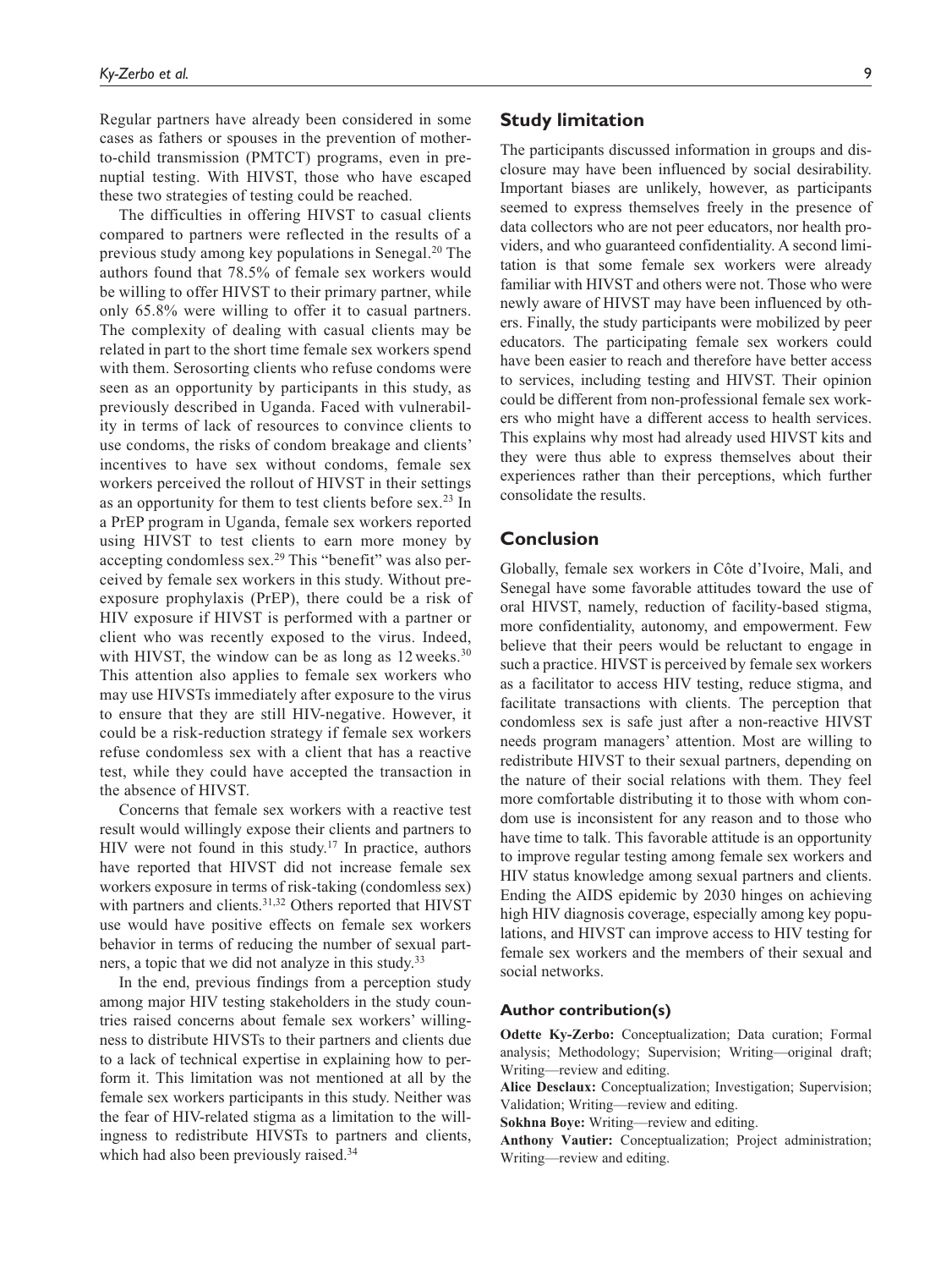Regular partners have already been considered in some cases as fathers or spouses in the prevention of mother-to-child transmission (PMTCT) programs, even in prenuptial testing. With HIVST, those who have escaped these two strategies of testing could be reached.

The difficulties in offering HIVST to casual clients compared to partners were reflected in the results of a previous study among key populations in Senegal.[20] The authors found that 78.5% of female sex workers would be willing to offer HIVST to their primary partner, while only 65.8% were willing to offer it to casual partners. The complexity of dealing with casual clients may be related in part to the short time female sex workers spend with them. Serosorting clients who refuse condoms were seen as an opportunity by participants in this study, as previously described in Uganda. Faced with vulnerability in terms of lack of resources to convince clients to use condoms, the risks of condom breakage and clients' incentives to have sex without condoms, female sex workers perceived the rollout of HIVST in their settings as an opportunity for them to test clients before sex.[23] In a PrEP program in Uganda, female sex workers reported using HIVST to test clients to earn more money by accepting condomless sex.[29] This "benefit" was also perceived by female sex workers in this study. Without pre-exposure prophylaxis (PrEP), there could be a risk of HIV exposure if HIVST is performed with a partner or client who was recently exposed to the virus. Indeed, with HIVST, the window can be as long as 12 weeks.[30] This attention also applies to female sex workers who may use HIVSTs immediately after exposure to the virus to ensure that they are still HIV-negative. However, it could be a risk-reduction strategy if female sex workers refuse condomless sex with a client that has a reactive test, while they could have accepted the transaction in the absence of HIVST.

Concerns that female sex workers with a reactive test result would willingly expose their clients and partners to HIV were not found in this study.[17] In practice, authors have reported that HIVST did not increase female sex workers exposure in terms of risk-taking (condomless sex) with partners and clients.[31,32] Others reported that HIVST use would have positive effects on female sex workers behavior in terms of reducing the number of sexual partners, a topic that we did not analyze in this study.[33]

In the end, previous findings from a perception study among major HIV testing stakeholders in the study countries raised concerns about female sex workers' willingness to distribute HIVSTs to their partners and clients due to a lack of technical expertise in explaining how to perform it. This limitation was not mentioned at all by the female sex workers participants in this study. Neither was the fear of HIV-related stigma as a limitation to the willingness to redistribute HIVSTs to partners and clients, which had also been previously raised.[34]

## Study limitation

The participants discussed information in groups and disclosure may have been influenced by social desirability. Important biases are unlikely, however, as participants seemed to express themselves freely in the presence of data collectors who are not peer educators, nor health providers, and who guaranteed confidentiality. A second limitation is that some female sex workers were already familiar with HIVST and others were not. Those who were newly aware of HIVST may have been influenced by others. Finally, the study participants were mobilized by peer educators. The participating female sex workers could have been easier to reach and therefore have better access to services, including testing and HIVST. Their opinion could be different from non-professional female sex workers who might have a different access to health services. This explains why most had already used HIVST kits and they were thus able to express themselves about their experiences rather than their perceptions, which further consolidate the results.

## Conclusion

Globally, female sex workers in Côte d'Ivoire, Mali, and Senegal have some favorable attitudes toward the use of oral HIVST, namely, reduction of facility-based stigma, more confidentiality, autonomy, and empowerment. Few believe that their peers would be reluctant to engage in such a practice. HIVST is perceived by female sex workers as a facilitator to access HIV testing, reduce stigma, and facilitate transactions with clients. The perception that condomless sex is safe just after a non-reactive HIVST needs program managers' attention. Most are willing to redistribute HIVST to their sexual partners, depending on the nature of their social relations with them. They feel more comfortable distributing it to those with whom condom use is inconsistent for any reason and to those who have time to talk. This favorable attitude is an opportunity to improve regular testing among female sex workers and HIV status knowledge among sexual partners and clients. Ending the AIDS epidemic by 2030 hinges on achieving high HIV diagnosis coverage, especially among key populations, and HIVST can improve access to HIV testing for female sex workers and the members of their sexual and social networks.

### Author contribution(s)

**Odette Ky-Zerbo:** Conceptualization; Data curation; Formal analysis; Methodology; Supervision; Writing—original draft; Writing—review and editing.

**Alice Desclaux:** Conceptualization; Investigation; Supervision; Validation; Writing—review and editing.

**Sokhna Boye:** Writing—review and editing.

**Anthony Vautier:** Conceptualization; Project administration; Writing—review and editing.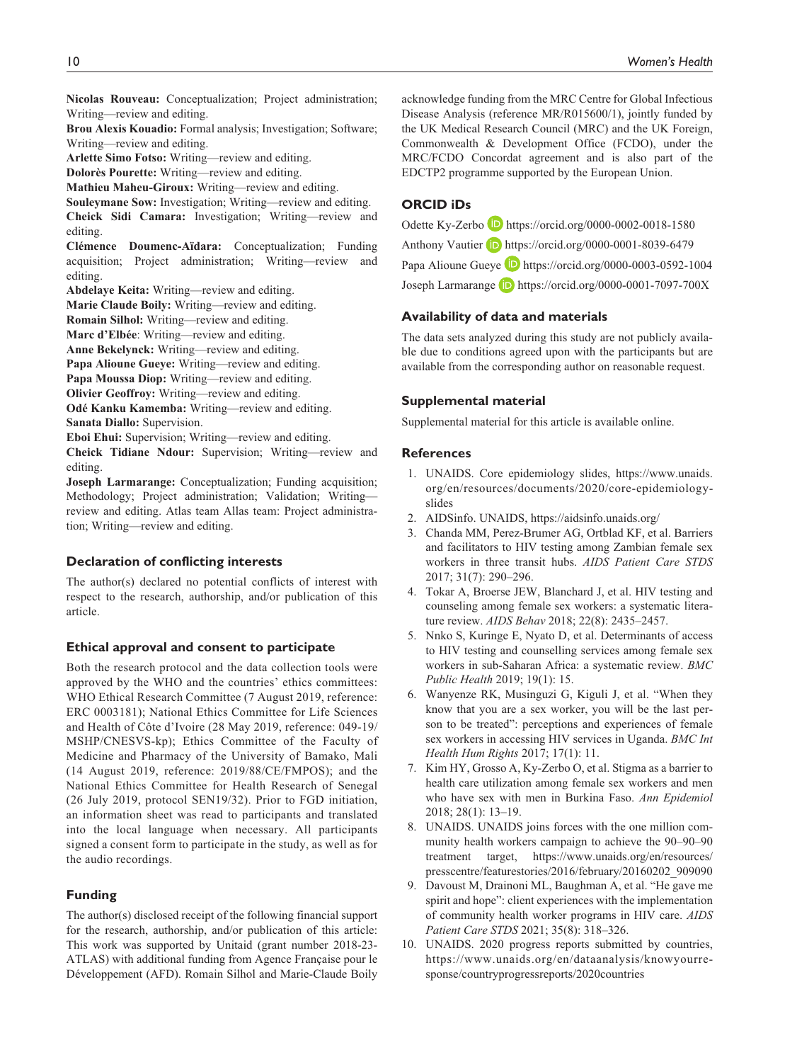**Nicolas Rouveau:** Conceptualization; Project administration; Writing—review and editing.
**Brou Alexis Kouadio:** Formal analysis; Investigation; Software; Writing—review and editing.
**Arlette Simo Fotso:** Writing—review and editing.
**Dolorès Pourette:** Writing—review and editing.
**Mathieu Maheu-Giroux:** Writing—review and editing.
**Souleymane Sow:** Investigation; Writing—review and editing.
**Cheick Sidi Camara:** Investigation; Writing—review and editing.
**Clémence Doumenc-Aïdara:** Conceptualization; Funding acquisition; Project administration; Writing—review and editing.
**Abdelaye Keita:** Writing—review and editing.
**Marie Claude Boily:** Writing—review and editing.
**Romain Silhol:** Writing—review and editing.
**Marc d'Elbée**: Writing—review and editing.
**Anne Bekelynck:** Writing—review and editing.
**Papa Alioune Gueye:** Writing—review and editing.
**Papa Moussa Diop:** Writing—review and editing.
**Olivier Geoffroy:** Writing—review and editing.
**Odé Kanku Kamemba:** Writing—review and editing.
**Sanata Diallo:** Supervision.
**Eboi Ehui:** Supervision; Writing—review and editing.
**Cheick Tidiane Ndour:** Supervision; Writing—review and editing.
**Joseph Larmarange:** Conceptualization; Funding acquisition; Methodology; Project administration; Validation; Writing—review and editing. Atlas team Allas team: Project administration; Writing—review and editing.

## Declaration of conflicting interests

The author(s) declared no potential conflicts of interest with respect to the research, authorship, and/or publication of this article.

## Ethical approval and consent to participate

Both the research protocol and the data collection tools were approved by the WHO and the countries' ethics committees: WHO Ethical Research Committee (7 August 2019, reference: ERC 0003181); National Ethics Committee for Life Sciences and Health of Côte d'Ivoire (28 May 2019, reference: 049-19/MSHP/CNESVS-kp); Ethics Committee of the Faculty of Medicine and Pharmacy of the University of Bamako, Mali (14 August 2019, reference: 2019/88/CE/FMPOS); and the National Ethics Committee for Health Research of Senegal (26 July 2019, protocol SEN19/32). Prior to FGD initiation, an information sheet was read to participants and translated into the local language when necessary. All participants signed a consent form to participate in the study, as well as for the audio recordings.

## Funding

The author(s) disclosed receipt of the following financial support for the research, authorship, and/or publication of this article: This work was supported by Unitaid (grant number 2018-23-ATLAS) with additional funding from Agence Française pour le Développement (AFD). Romain Silhol and Marie-Claude Boily acknowledge funding from the MRC Centre for Global Infectious Disease Analysis (reference MR/R015600/1), jointly funded by the UK Medical Research Council (MRC) and the UK Foreign, Commonwealth & Development Office (FCDO), under the MRC/FCDO Concordat agreement and is also part of the EDCTP2 programme supported by the European Union.

## ORCID iDs

Odette Ky-Zerbo https://orcid.org/0000-0002-0018-1580
Anthony Vautier https://orcid.org/0000-0001-8039-6479
Papa Alioune Gueye https://orcid.org/0000-0003-0592-1004
Joseph Larmarange https://orcid.org/0000-0001-7097-700X

## Availability of data and materials

The data sets analyzed during this study are not publicly available due to conditions agreed upon with the participants but are available from the corresponding author on reasonable request.

## Supplemental material

Supplemental material for this article is available online.

## References

1. UNAIDS. Core epidemiology slides, https://www.unaids.org/en/resources/documents/2020/core-epidemiology-slides
2. AIDSinfo. UNAIDS, https://aidsinfo.unaids.org/
3. Chanda MM, Perez-Brumer AG, Ortblad KF, et al. Barriers and facilitators to HIV testing among Zambian female sex workers in three transit hubs. *AIDS Patient Care STDS* 2017; 31(7): 290–296.
4. Tokar A, Broerse JEW, Blanchard J, et al. HIV testing and counseling among female sex workers: a systematic literature review. *AIDS Behav* 2018; 22(8): 2435–2457.
5. Nnko S, Kuringe E, Nyato D, et al. Determinants of access to HIV testing and counselling services among female sex workers in sub-Saharan Africa: a systematic review. *BMC Public Health* 2019; 19(1): 15.
6. Wanyenze RK, Musinguzi G, Kiguli J, et al. "When they know that you are a sex worker, you will be the last person to be treated": perceptions and experiences of female sex workers in accessing HIV services in Uganda. *BMC Int Health Hum Rights* 2017; 17(1): 11.
7. Kim HY, Grosso A, Ky-Zerbo O, et al. Stigma as a barrier to health care utilization among female sex workers and men who have sex with men in Burkina Faso. *Ann Epidemiol* 2018; 28(1): 13–19.
8. UNAIDS. UNAIDS joins forces with the one million community health workers campaign to achieve the 90–90–90 treatment target, https://www.unaids.org/en/resources/presscentre/featurestories/2016/february/20160202_909090
9. Davoust M, Drainoni ML, Baughman A, et al. "He gave me spirit and hope": client experiences with the implementation of community health worker programs in HIV care. *AIDS Patient Care STDS* 2021; 35(8): 318–326.
10. UNAIDS. 2020 progress reports submitted by countries, https://www.unaids.org/en/dataanalysis/knowyourresponse/countryprogressreports/2020countries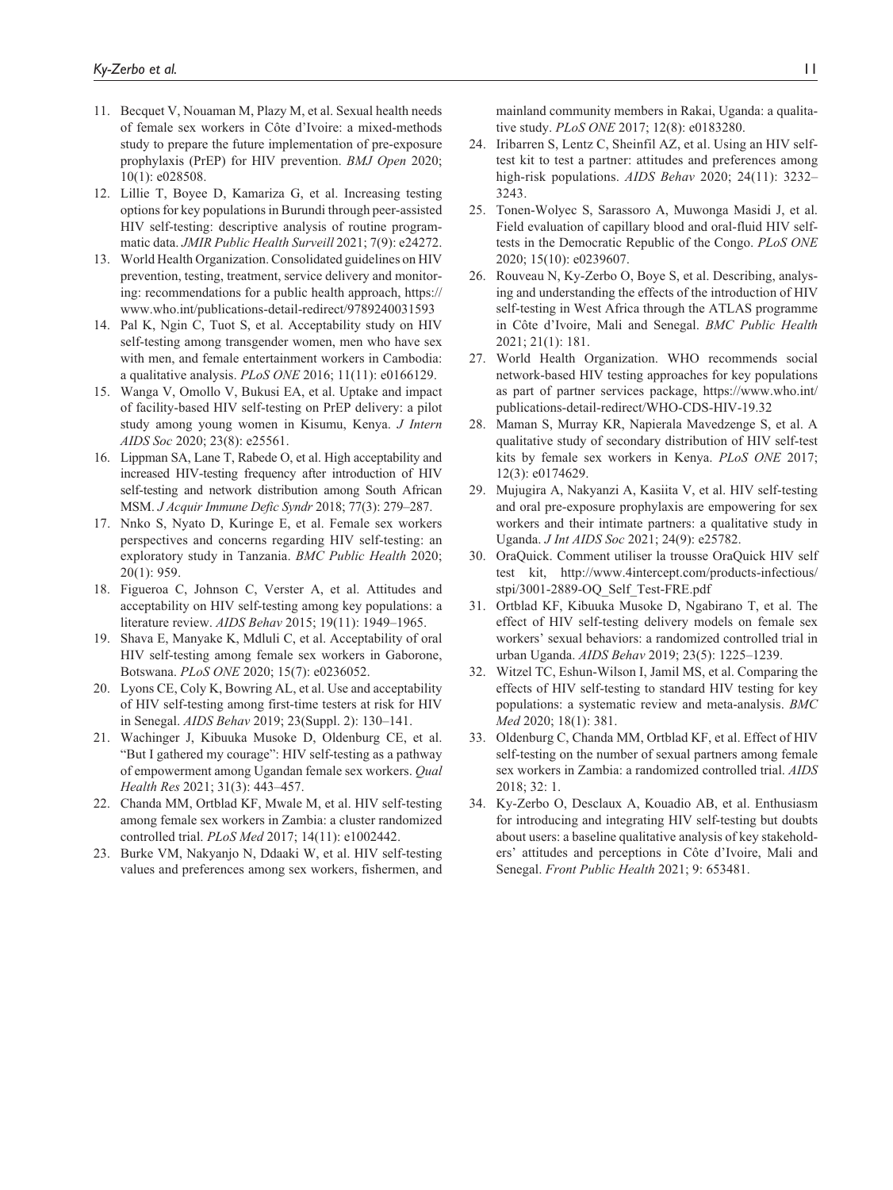11. Becquet V, Nouaman M, Plazy M, et al. Sexual health needs of female sex workers in Côte d'Ivoire: a mixed-methods study to prepare the future implementation of pre-exposure prophylaxis (PrEP) for HIV prevention. *BMJ Open* 2020; 10(1): e028508.
12. Lillie T, Boyee D, Kamariza G, et al. Increasing testing options for key populations in Burundi through peer-assisted HIV self-testing: descriptive analysis of routine programmatic data. *JMIR Public Health Surveill* 2021; 7(9): e24272.
13. World Health Organization. Consolidated guidelines on HIV prevention, testing, treatment, service delivery and monitoring: recommendations for a public health approach, https://www.who.int/publications-detail-redirect/9789240031593
14. Pal K, Ngin C, Tuot S, et al. Acceptability study on HIV self-testing among transgender women, men who have sex with men, and female entertainment workers in Cambodia: a qualitative analysis. *PLoS ONE* 2016; 11(11): e0166129.
15. Wanga V, Omollo V, Bukusi EA, et al. Uptake and impact of facility-based HIV self-testing on PrEP delivery: a pilot study among young women in Kisumu, Kenya. *J Intern AIDS Soc* 2020; 23(8): e25561.
16. Lippman SA, Lane T, Rabede O, et al. High acceptability and increased HIV-testing frequency after introduction of HIV self-testing and network distribution among South African MSM. *J Acquir Immune Defic Syndr* 2018; 77(3): 279–287.
17. Nnko S, Nyato D, Kuringe E, et al. Female sex workers perspectives and concerns regarding HIV self-testing: an exploratory study in Tanzania. *BMC Public Health* 2020; 20(1): 959.
18. Figueroa C, Johnson C, Verster A, et al. Attitudes and acceptability on HIV self-testing among key populations: a literature review. *AIDS Behav* 2015; 19(11): 1949–1965.
19. Shava E, Manyake K, Mdluli C, et al. Acceptability of oral HIV self-testing among female sex workers in Gaborone, Botswana. *PLoS ONE* 2020; 15(7): e0236052.
20. Lyons CE, Coly K, Bowring AL, et al. Use and acceptability of HIV self-testing among first-time testers at risk for HIV in Senegal. *AIDS Behav* 2019; 23(Suppl. 2): 130–141.
21. Wachinger J, Kibuuka Musoke D, Oldenburg CE, et al. "But I gathered my courage": HIV self-testing as a pathway of empowerment among Ugandan female sex workers. *Qual Health Res* 2021; 31(3): 443–457.
22. Chanda MM, Ortblad KF, Mwale M, et al. HIV self-testing among female sex workers in Zambia: a cluster randomized controlled trial. *PLoS Med* 2017; 14(11): e1002442.
23. Burke VM, Nakyanjo N, Ddaaki W, et al. HIV self-testing values and preferences among sex workers, fishermen, and mainland community members in Rakai, Uganda: a qualitative study. *PLoS ONE* 2017; 12(8): e0183280.
24. Iribarren S, Lentz C, Sheinfil AZ, et al. Using an HIV self-test kit to test a partner: attitudes and preferences among high-risk populations. *AIDS Behav* 2020; 24(11): 3232–3243.
25. Tonen-Wolyec S, Sarassoro A, Muwonga Masidi J, et al. Field evaluation of capillary blood and oral-fluid HIV self-tests in the Democratic Republic of the Congo. *PLoS ONE* 2020; 15(10): e0239607.
26. Rouveau N, Ky-Zerbo O, Boye S, et al. Describing, analysing and understanding the effects of the introduction of HIV self-testing in West Africa through the ATLAS programme in Côte d'Ivoire, Mali and Senegal. *BMC Public Health* 2021; 21(1): 181.
27. World Health Organization. WHO recommends social network-based HIV testing approaches for key populations as part of partner services package, https://www.who.int/publications-detail-redirect/WHO-CDS-HIV-19.32
28. Maman S, Murray KR, Napierala Mavedzenge S, et al. A qualitative study of secondary distribution of HIV self-test kits by female sex workers in Kenya. *PLoS ONE* 2017; 12(3): e0174629.
29. Mujugira A, Nakyanzi A, Kasiita V, et al. HIV self-testing and oral pre-exposure prophylaxis are empowering for sex workers and their intimate partners: a qualitative study in Uganda. *J Int AIDS Soc* 2021; 24(9): e25782.
30. OraQuick. Comment utiliser la trousse OraQuick HIV self test kit, http://www.4intercept.com/products-infectious/stpi/3001-2889-OQ_Self_Test-FRE.pdf
31. Ortblad KF, Kibuuka Musoke D, Ngabirano T, et al. The effect of HIV self-testing delivery models on female sex workers' sexual behaviors: a randomized controlled trial in urban Uganda. *AIDS Behav* 2019; 23(5): 1225–1239.
32. Witzel TC, Eshun-Wilson I, Jamil MS, et al. Comparing the effects of HIV self-testing to standard HIV testing for key populations: a systematic review and meta-analysis. *BMC Med* 2020; 18(1): 381.
33. Oldenburg C, Chanda MM, Ortblad KF, et al. Effect of HIV self-testing on the number of sexual partners among female sex workers in Zambia: a randomized controlled trial. *AIDS* 2018; 32: 1.
34. Ky-Zerbo O, Desclaux A, Kouadio AB, et al. Enthusiasm for introducing and integrating HIV self-testing but doubts about users: a baseline qualitative analysis of key stakeholders' attitudes and perceptions in Côte d'Ivoire, Mali and Senegal. *Front Public Health* 2021; 9: 653481.